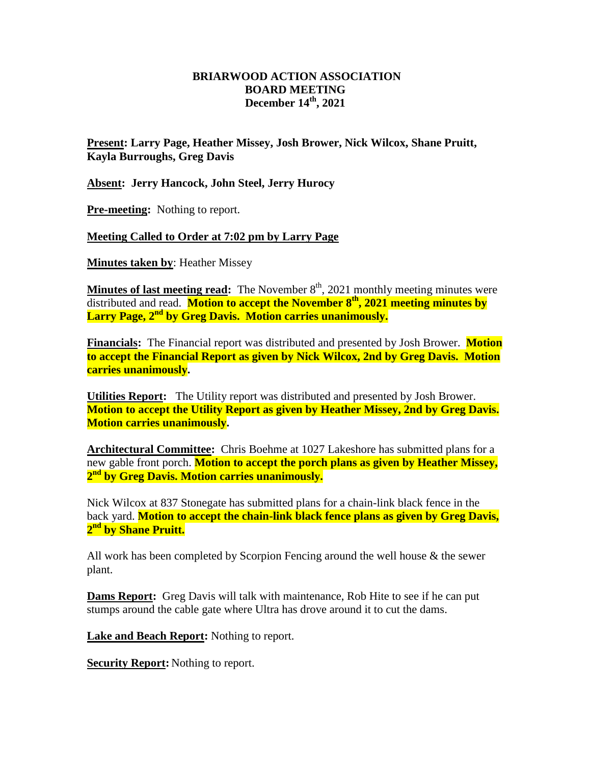# BRIARWOOD ACTION ASSOCIATION
## BOARD MEETING
### December 14th, 2021

**Present: Larry Page, Heather Missey, Josh Brower, Nick Wilcox, Shane Pruitt, Kayla Burroughs, Greg Davis**

**Absent: Jerry Hancock, John Steel, Jerry Hurocy**

**Pre-meeting:** Nothing to report.

**Meeting Called to Order at 7:02 pm by Larry Page**

**Minutes taken by**: Heather Missey

**Minutes of last meeting read:** The November 8th, 2021 monthly meeting minutes were distributed and read. **Motion to accept the November 8th, 2021 meeting minutes by Larry Page, 2nd by Greg Davis. Motion carries unanimously.**

**Financials:** The Financial report was distributed and presented by Josh Brower. **Motion to accept the Financial Report as given by Nick Wilcox, 2nd by Greg Davis. Motion carries unanimously.**

**Utilities Report:** The Utility report was distributed and presented by Josh Brower. **Motion to accept the Utility Report as given by Heather Missey, 2nd by Greg Davis. Motion carries unanimously.**

**Architectural Committee:** Chris Boehme at 1027 Lakeshore has submitted plans for a new gable front porch. **Motion to accept the porch plans as given by Heather Missey, 2nd by Greg Davis. Motion carries unanimously.**

Nick Wilcox at 837 Stonegate has submitted plans for a chain-link black fence in the back yard. **Motion to accept the chain-link black fence plans as given by Greg Davis, 2nd by Shane Pruitt.**

All work has been completed by Scorpion Fencing around the well house & the sewer plant.

**Dams Report:** Greg Davis will talk with maintenance, Rob Hite to see if he can put stumps around the cable gate where Ultra has drove around it to cut the dams.

**Lake and Beach Report:** Nothing to report.

**Security Report:** Nothing to report.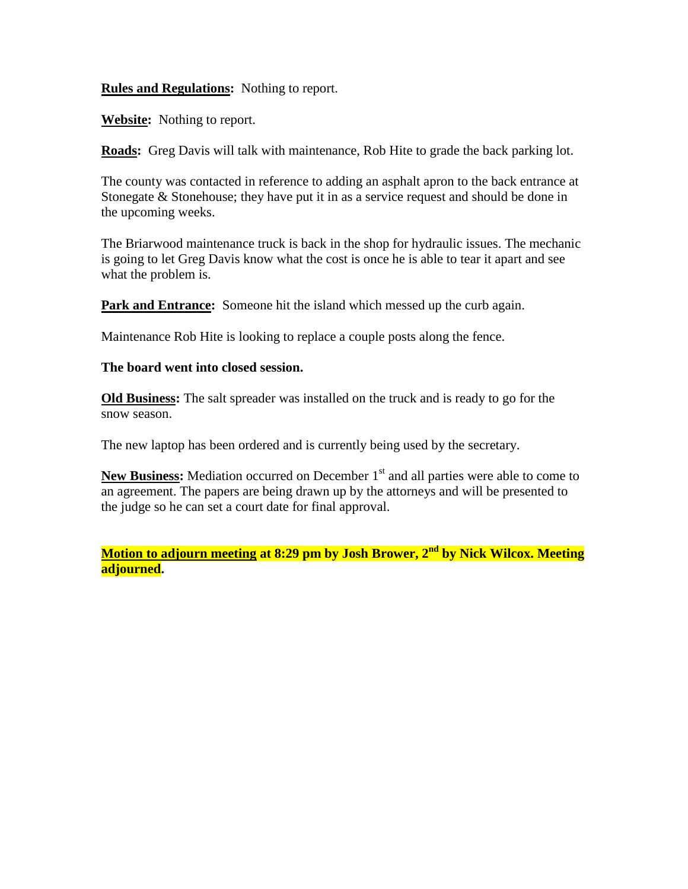**Rules and Regulations:** Nothing to report.

**Website:** Nothing to report.

**Roads:** Greg Davis will talk with maintenance, Rob Hite to grade the back parking lot.

The county was contacted in reference to adding an asphalt apron to the back entrance at Stonegate & Stonehouse; they have put it in as a service request and should be done in the upcoming weeks.

The Briarwood maintenance truck is back in the shop for hydraulic issues. The mechanic is going to let Greg Davis know what the cost is once he is able to tear it apart and see what the problem is.

**Park and Entrance:** Someone hit the island which messed up the curb again.

Maintenance Rob Hite is looking to replace a couple posts along the fence.

**The board went into closed session.**

**Old Business:** The salt spreader was installed on the truck and is ready to go for the snow season.

The new laptop has been ordered and is currently being used by the secretary.

**New Business:** Mediation occurred on December 1st and all parties were able to come to an agreement. The papers are being drawn up by the attorneys and will be presented to the judge so he can set a court date for final approval.

**Motion to adjourn meeting at 8:29 pm by Josh Brower, 2nd by Nick Wilcox. Meeting adjourned.**